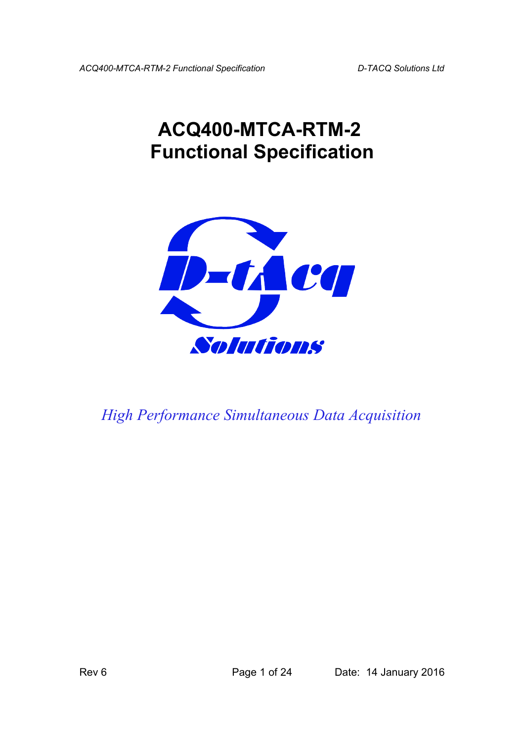# ACQ400-MTCA-RTM-2
# Functional Specification

*High Performance Simultaneous Data Acquisition*

Rev 6 Date: 14 January 2016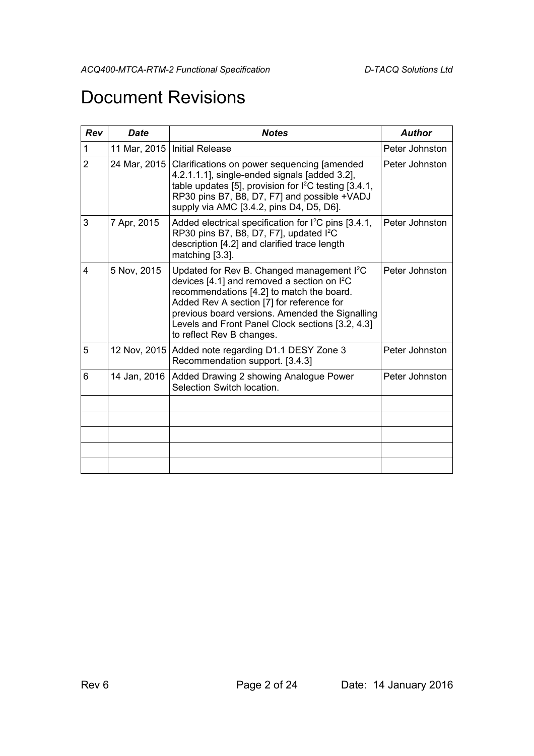# Document Revisions

| Rev | Date | Notes | Author |
|---|---|---|---|
| 1 | 11 Mar, 2015 | Initial Release | Peter Johnston |
| 2 | 24 Mar, 2015 | Clarifications on power sequencing [amended 4.2.1.1.1], single-ended signals [added 3.2], table updates [5], provision for $I^2C$ testing [3.4.1, RP30 pins B7, B8, D7, F7] and possible +VADJ supply via AMC [3.4.2, pins D4, D5, D6]. | Peter Johnston |
| 3 | 7 Apr, 2015 | Added electrical specification for $I^2C$ pins [3.4.1, RP30 pins B7, B8, D7, F7], updated $I^2C$ description [4.2] and clarified trace length matching [3.3]. | Peter Johnston |
| 4 | 5 Nov, 2015 | Updated for Rev B. Changed management $I^2C$ devices [4.1] and removed a section on $I^2C$ recommendations [4.2] to match the board. Added Rev A section [7] for reference for previous board versions. Amended the Signalling Levels and Front Panel Clock sections [3.2, 4.3] to reflect Rev B changes. | Peter Johnston |
| 5 | 12 Nov, 2015 | Added note regarding D1.1 DESY Zone 3 Recommendation support. [3.4.3] | Peter Johnston |
| 6 | 14 Jan, 2016 | Added Drawing 2 showing Analogue Power Selection Switch location. | Peter Johnston |
| | | | |
| | | | |
| | | | |
| | | | |
| | | | |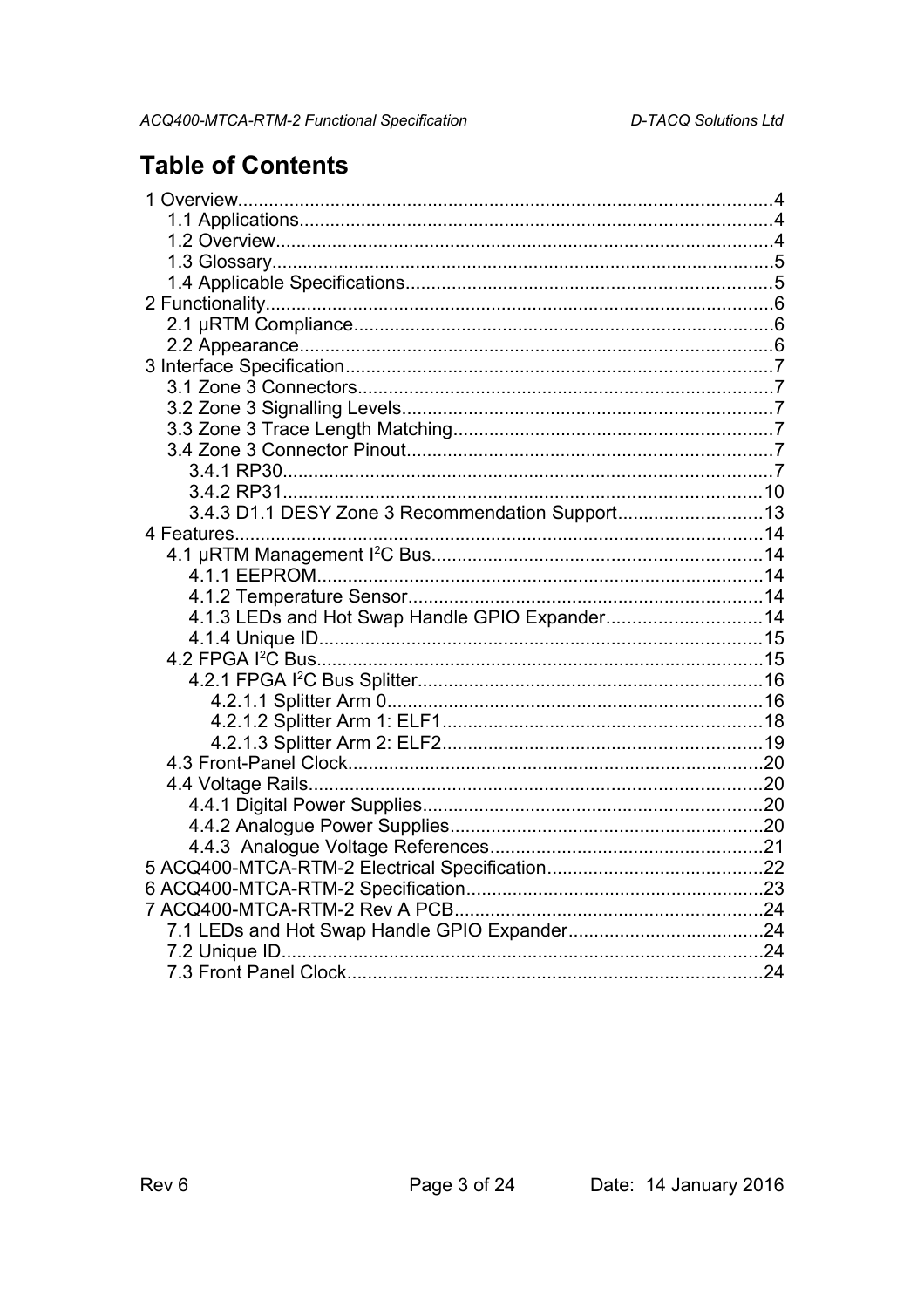# Table of Contents

- 1 Overview........................................................................................................4
  - 1.1 Applications............................................................................................4
  - 1.2 Overview..................................................................................................4
  - 1.3 Glossary...................................................................................................5
  - 1.4 Applicable Specifications.........................................................................5
- 2 Functionality...................................................................................................6
  - 2.1 µRTM Compliance...................................................................................6
  - 2.2 Appearance..............................................................................................6
- 3 Interface Specification....................................................................................7
  - 3.1 Zone 3 Connectors...................................................................................7
  - 3.2 Zone 3 Signalling Levels...........................................................................7
  - 3.3 Zone 3 Trace Length Matching.................................................................7
  - 3.4 Zone 3 Connector Pinout..........................................................................7
    - 3.4.1 RP30...................................................................................................7
    - 3.4.2 RP31.................................................................................................10
    - 3.4.3 D1.1 DESY Zone 3 Recommendation Support...................................13
- 4 Features........................................................................................................14
  - 4.1 µRTM Management I²C Bus..................................................................14
    - 4.1.1 EEPROM..........................................................................................14
    - 4.1.2 Temperature Sensor.........................................................................14
    - 4.1.3 LEDs and Hot Swap Handle GPIO Expander....................................14
    - 4.1.4 Unique ID..........................................................................................15
  - 4.2 FPGA I²C Bus.........................................................................................15
    - 4.2.1 FPGA I²C Bus Splitter.......................................................................16
      - 4.2.1.1 Splitter Arm 0..............................................................................16
      - 4.2.1.2 Splitter Arm 1: ELF1....................................................................18
      - 4.2.1.3 Splitter Arm 2: ELF2....................................................................19
  - 4.3 Front-Panel Clock...................................................................................20
  - 4.4 Voltage Rails..........................................................................................20
    - 4.4.1 Digital Power Supplies......................................................................20
    - 4.4.2 Analogue Power Supplies.................................................................20
    - 4.4.3 Analogue Voltage References...........................................................21
- 5 ACQ400-MTCA-RTM-2 Electrical Specification............................................22
- 6 ACQ400-MTCA-RTM-2 Specification...........................................................23
- 7 ACQ400-MTCA-RTM-2 Rev A PCB..............................................................24
  - 7.1 LEDs and Hot Swap Handle GPIO Expander.........................................24
  - 7.2 Unique ID...............................................................................................24
  - 7.3 Front Panel Clock...................................................................................24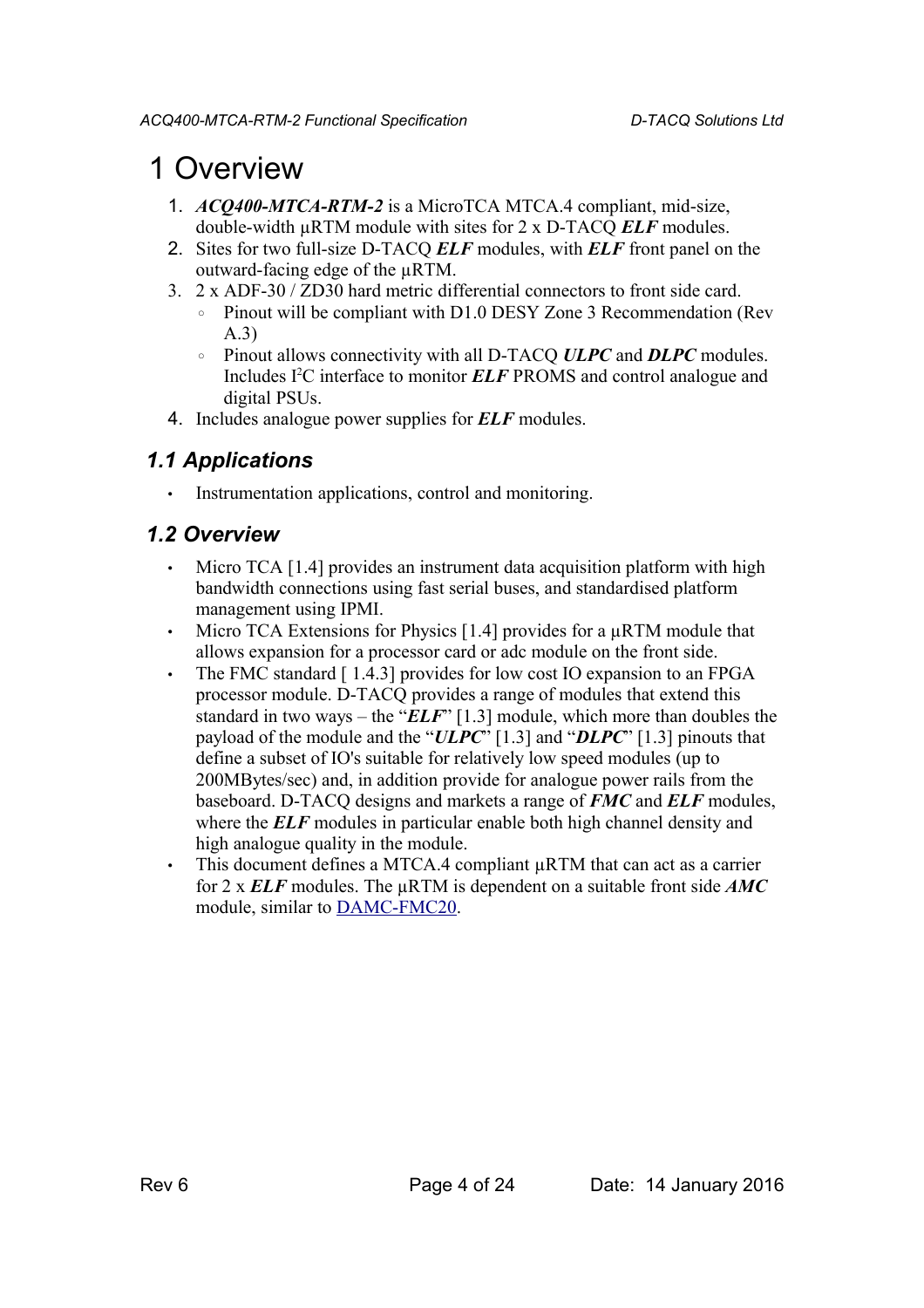# 1 Overview

1. ***ACQ400-MTCA-RTM-2*** is a MicroTCA MTCA.4 compliant, mid-size, double-width µRTM module with sites for 2 x D-TACQ ***ELF*** modules.
2. Sites for two full-size D-TACQ ***ELF*** modules, with ***ELF*** front panel on the outward-facing edge of the µRTM.
3. 2 x ADF-30 / ZD30 hard metric differential connectors to front side card.
   - Pinout will be compliant with D1.0 DESY Zone 3 Recommendation (Rev A.3)
   - Pinout allows connectivity with all D-TACQ ***ULPC*** and ***DLPC*** modules. Includes I²C interface to monitor ***ELF*** PROMS and control analogue and digital PSUs.
4. Includes analogue power supplies for ***ELF*** modules.

## 1.1 Applications

- Instrumentation applications, control and monitoring.

## 1.2 Overview

- Micro TCA [1.4] provides an instrument data acquisition platform with high bandwidth connections using fast serial buses, and standardised platform management using IPMI.
- Micro TCA Extensions for Physics [1.4] provides for a µRTM module that allows expansion for a processor card or adc module on the front side.
- The FMC standard [ 1.4.3] provides for low cost IO expansion to an FPGA processor module. D-TACQ provides a range of modules that extend this standard in two ways – the "***ELF***" [1.3] module, which more than doubles the payload of the module and the "***ULPC***" [1.3] and "***DLPC***" [1.3] pinouts that define a subset of IO's suitable for relatively low speed modules (up to 200MBytes/sec) and, in addition provide for analogue power rails from the baseboard. D-TACQ designs and markets a range of ***FMC*** and ***ELF*** modules, where the ***ELF*** modules in particular enable both high channel density and high analogue quality in the module.
- This document defines a MTCA.4 compliant µRTM that can act as a carrier for 2 x ***ELF*** modules. The µRTM is dependent on a suitable front side ***AMC*** module, similar to DAMC-FMC20.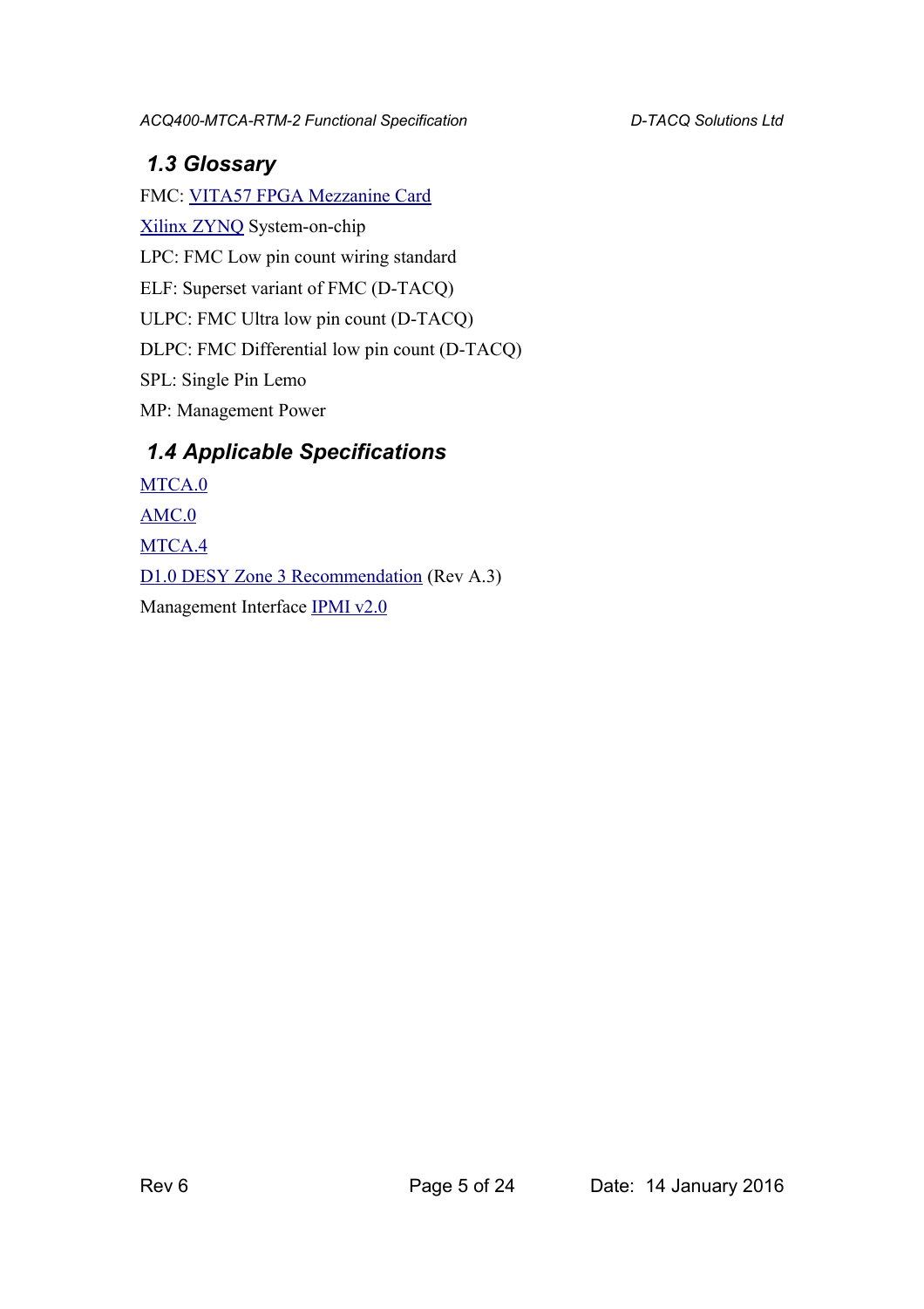## 1.3 Glossary

FMC: VITA57 FPGA Mezzanine Card

Xilinx ZYNQ System-on-chip

LPC: FMC Low pin count wiring standard

ELF: Superset variant of FMC (D-TACQ)

ULPC: FMC Ultra low pin count (D-TACQ)

DLPC: FMC Differential low pin count (D-TACQ)

SPL: Single Pin Lemo

MP: Management Power

## 1.4 Applicable Specifications

MTCA.0

AMC.0

MTCA.4

D1.0 DESY Zone 3 Recommendation (Rev A.3)

Management Interface IPMI v2.0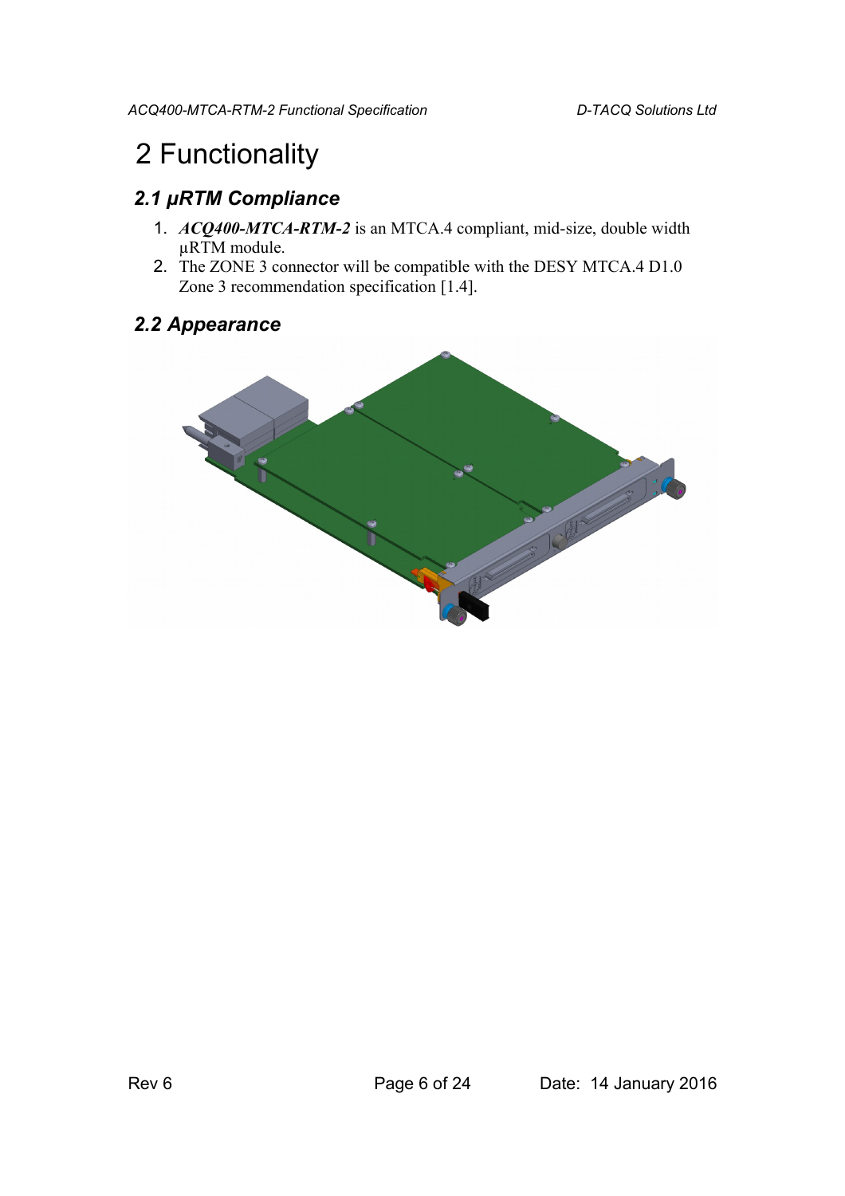# 2 Functionality

## 2.1 μRTM Compliance

1. ***ACQ400-MTCA-RTM-2*** is an MTCA.4 compliant, mid-size, double width μRTM module.
2. The ZONE 3 connector will be compatible with the DESY MTCA.4 D1.0 Zone 3 recommendation specification [1.4].

## 2.2 Appearance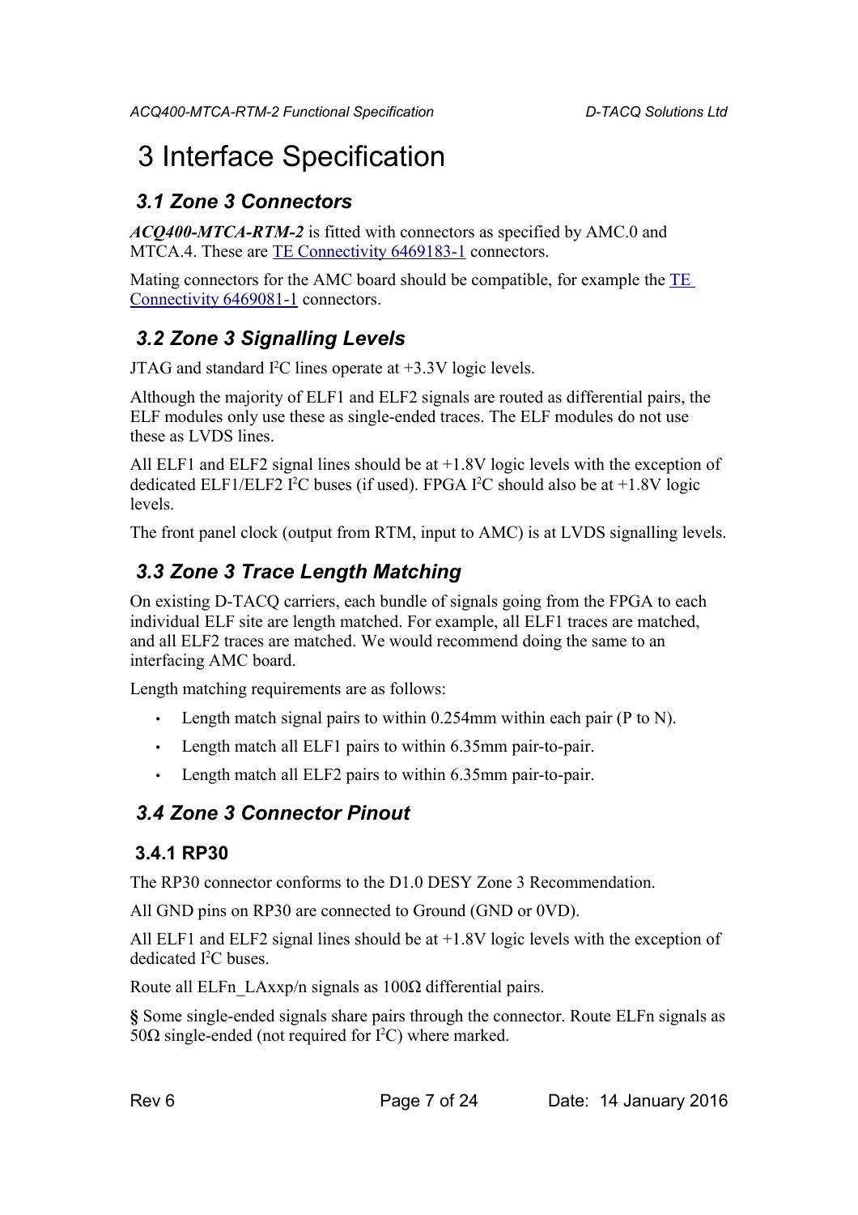# 3 Interface Specification

## 3.1 Zone 3 Connectors

***ACQ400-MTCA-RTM-2*** is fitted with connectors as specified by AMC.0 and MTCA.4. These are TE Connectivity 6469183-1 connectors.

Mating connectors for the AMC board should be compatible, for example the TE Connectivity 6469081-1 connectors.

## 3.2 Zone 3 Signalling Levels

JTAG and standard I²C lines operate at +3.3V logic levels.

Although the majority of ELF1 and ELF2 signals are routed as differential pairs, the ELF modules only use these as single-ended traces. The ELF modules do not use these as LVDS lines.

All ELF1 and ELF2 signal lines should be at +1.8V logic levels with the exception of dedicated ELF1/ELF2 I²C buses (if used). FPGA I²C should also be at +1.8V logic levels.

The front panel clock (output from RTM, input to AMC) is at LVDS signalling levels.

## 3.3 Zone 3 Trace Length Matching

On existing D-TACQ carriers, each bundle of signals going from the FPGA to each individual ELF site are length matched. For example, all ELF1 traces are matched, and all ELF2 traces are matched. We would recommend doing the same to an interfacing AMC board.

Length matching requirements are as follows:

- Length match signal pairs to within 0.254mm within each pair (P to N).
- Length match all ELF1 pairs to within 6.35mm pair-to-pair.
- Length match all ELF2 pairs to within 6.35mm pair-to-pair.

## 3.4 Zone 3 Connector Pinout

### 3.4.1 RP30

The RP30 connector conforms to the D1.0 DESY Zone 3 Recommendation.

All GND pins on RP30 are connected to Ground (GND or 0VD).

All ELF1 and ELF2 signal lines should be at +1.8V logic levels with the exception of dedicated I²C buses.

Route all ELFn_LAxxp/n signals as 100Ω differential pairs.

**§** Some single-ended signals share pairs through the connector. Route ELFn signals as 50Ω single-ended (not required for I²C) where marked.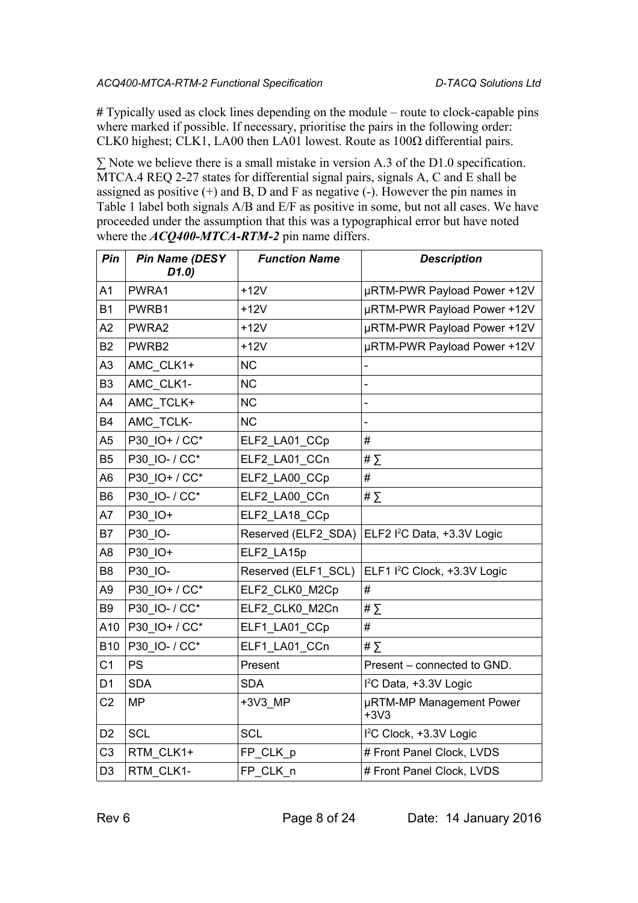# Typically used as clock lines depending on the module – route to clock-capable pins where marked if possible. If necessary, prioritise the pairs in the following order: CLK0 highest; CLK1, LA00 then LA01 lowest. Route as 100Ω differential pairs.

∑ Note we believe there is a small mistake in version A.3 of the D1.0 specification. MTCA.4 REQ 2-27 states for differential signal pairs, signals A, C and E shall be assigned as positive (+) and B, D and F as negative (-). However the pin names in Table 1 label both signals A/B and E/F as positive in some, but not all cases. We have proceeded under the assumption that this was a typographical error but have noted where the ***ACQ400-MTCA-RTM-2*** pin name differs.

| *Pin* | *Pin Name (DESY D1.0)* | *Function Name* | *Description* |
|---|---|---|---|
| A1 | PWRA1 | +12V | µRTM-PWR Payload Power +12V |
| B1 | PWRB1 | +12V | µRTM-PWR Payload Power +12V |
| A2 | PWRA2 | +12V | µRTM-PWR Payload Power +12V |
| B2 | PWRB2 | +12V | µRTM-PWR Payload Power +12V |
| A3 | AMC_CLK1+ | NC | - |
| B3 | AMC_CLK1- | NC | - |
| A4 | AMC_TCLK+ | NC | - |
| B4 | AMC_TCLK- | NC | - |
| A5 | P30_IO+ / CC* | ELF2_LA01_CCp | # |
| B5 | P30_IO- / CC* | ELF2_LA01_CCn | # ∑ |
| A6 | P30_IO+ / CC* | ELF2_LA00_CCp | # |
| B6 | P30_IO- / CC* | ELF2_LA00_CCn | # ∑ |
| A7 | P30_IO+ | ELF2_LA18_CCp | |
| B7 | P30_IO- | Reserved (ELF2_SDA) | ELF2 I²C Data, +3.3V Logic |
| A8 | P30_IO+ | ELF2_LA15p | |
| B8 | P30_IO- | Reserved (ELF1_SCL) | ELF1 I²C Clock, +3.3V Logic |
| A9 | P30_IO+ / CC* | ELF2_CLK0_M2Cp | # |
| B9 | P30_IO- / CC* | ELF2_CLK0_M2Cn | # ∑ |
| A10 | P30_IO+ / CC* | ELF1_LA01_CCp | # |
| B10 | P30_IO- / CC* | ELF1_LA01_CCn | # ∑ |
| C1 | PS | Present | Present – connected to GND. |
| D1 | SDA | SDA | I²C Data, +3.3V Logic |
| C2 | MP | +3V3_MP | µRTM-MP Management Power +3V3 |
| D2 | SCL | SCL | I²C Clock, +3.3V Logic |
| C3 | RTM_CLK1+ | FP_CLK_p | # Front Panel Clock, LVDS |
| D3 | RTM_CLK1- | FP_CLK_n | # Front Panel Clock, LVDS |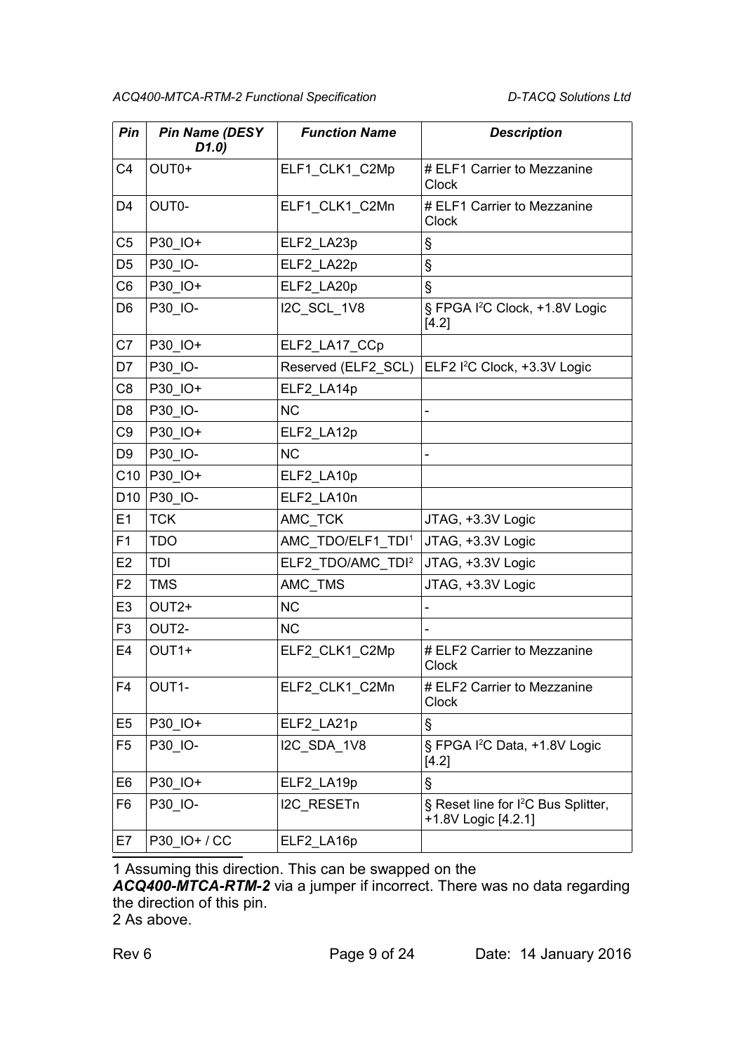| Pin | Pin Name (DESY D1.0) | Function Name | Description |
| --- | --- | --- | --- |
| C4 | OUT0+ | ELF1_CLK1_C2Mp | # ELF1 Carrier to Mezzanine Clock |
| D4 | OUT0- | ELF1_CLK1_C2Mn | # ELF1 Carrier to Mezzanine Clock |
| C5 | P30_IO+ | ELF2_LA23p | § |
| D5 | P30_IO- | ELF2_LA22p | § |
| C6 | P30_IO+ | ELF2_LA20p | § |
| D6 | P30_IO- | I2C_SCL_1V8 | § FPGA I$^2$C Clock, +1.8V Logic [4.2] |
| C7 | P30_IO+ | ELF2_LA17_CCp | |
| D7 | P30_IO- | Reserved (ELF2_SCL) | ELF2 I$^2$C Clock, +3.3V Logic |
| C8 | P30_IO+ | ELF2_LA14p | |
| D8 | P30_IO- | NC | - |
| C9 | P30_IO+ | ELF2_LA12p | |
| D9 | P30_IO- | NC | - |
| C10 | P30_IO+ | ELF2_LA10p | |
| D10 | P30_IO- | ELF2_LA10n | |
| E1 | TCK | AMC_TCK | JTAG, +3.3V Logic |
| F1 | TDO | AMC_TDO/ELF1_TDI[1] | JTAG, +3.3V Logic |
| E2 | TDI | ELF2_TDO/AMC_TDI[2] | JTAG, +3.3V Logic |
| F2 | TMS | AMC_TMS | JTAG, +3.3V Logic |
| E3 | OUT2+ | NC | - |
| F3 | OUT2- | NC | - |
| E4 | OUT1+ | ELF2_CLK1_C2Mp | # ELF2 Carrier to Mezzanine Clock |
| F4 | OUT1- | ELF2_CLK1_C2Mn | # ELF2 Carrier to Mezzanine Clock |
| E5 | P30_IO+ | ELF2_LA21p | § |
| F5 | P30_IO- | I2C_SDA_1V8 | § FPGA I$^2$C Data, +1.8V Logic [4.2] |
| E6 | P30_IO+ | ELF2_LA19p | § |
| F6 | P30_IO- | I2C_RESETn | § Reset line for I$^2$C Bus Splitter, +1.8V Logic [4.2.1] |
| E7 | P30_IO+ / CC | ELF2_LA16p | |

1 Assuming this direction. This can be swapped on the ***ACQ400-MTCA-RTM-2*** via a jumper if incorrect. There was no data regarding the direction of this pin.

2 As above.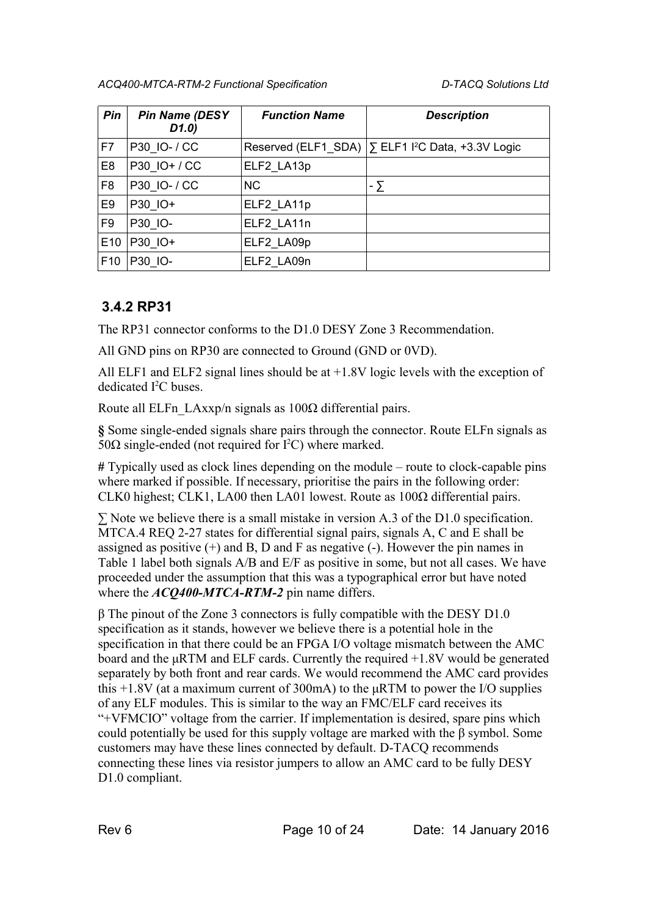| Pin | Pin Name (DESY D1.0) | Function Name | Description |
|---|---|---|---|
| F7 | P30_IO- / CC | Reserved (ELF1_SDA) | ∑ ELF1 I²C Data, +3.3V Logic |
| E8 | P30_IO+ / CC | ELF2_LA13p | |
| F8 | P30_IO- / CC | NC | - ∑ |
| E9 | P30_IO+ | ELF2_LA11p | |
| F9 | P30_IO- | ELF2_LA11n | |
| E10 | P30_IO+ | ELF2_LA09p | |
| F10 | P30_IO- | ELF2_LA09n | |

### 3.4.2 RP31

The RP31 connector conforms to the D1.0 DESY Zone 3 Recommendation.

All GND pins on RP30 are connected to Ground (GND or 0VD).

All ELF1 and ELF2 signal lines should be at +1.8V logic levels with the exception of dedicated I²C buses.

Route all ELFn_LAxxp/n signals as 100Ω differential pairs.

**§** Some single-ended signals share pairs through the connector. Route ELFn signals as 50Ω single-ended (not required for I²C) where marked.

**#** Typically used as clock lines depending on the module – route to clock-capable pins where marked if possible. If necessary, prioritise the pairs in the following order: CLK0 highest; CLK1, LA00 then LA01 lowest. Route as 100Ω differential pairs.

∑ Note we believe there is a small mistake in version A.3 of the D1.0 specification. MTCA.4 REQ 2-27 states for differential signal pairs, signals A, C and E shall be assigned as positive (+) and B, D and F as negative (-). However the pin names in Table 1 label both signals A/B and E/F as positive in some, but not all cases. We have proceeded under the assumption that this was a typographical error but have noted where the ***ACQ400-MTCA-RTM-2*** pin name differs.

β The pinout of the Zone 3 connectors is fully compatible with the DESY D1.0 specification as it stands, however we believe there is a potential hole in the specification in that there could be an FPGA I/O voltage mismatch between the AMC board and the µRTM and ELF cards. Currently the required +1.8V would be generated separately by both front and rear cards. We would recommend the AMC card provides this +1.8V (at a maximum current of 300mA) to the µRTM to power the I/O supplies of any ELF modules. This is similar to the way an FMC/ELF card receives its "+VFMCIO" voltage from the carrier. If implementation is desired, spare pins which could potentially be used for this supply voltage are marked with the β symbol. Some customers may have these lines connected by default. D-TACQ recommends connecting these lines via resistor jumpers to allow an AMC card to be fully DESY D1.0 compliant.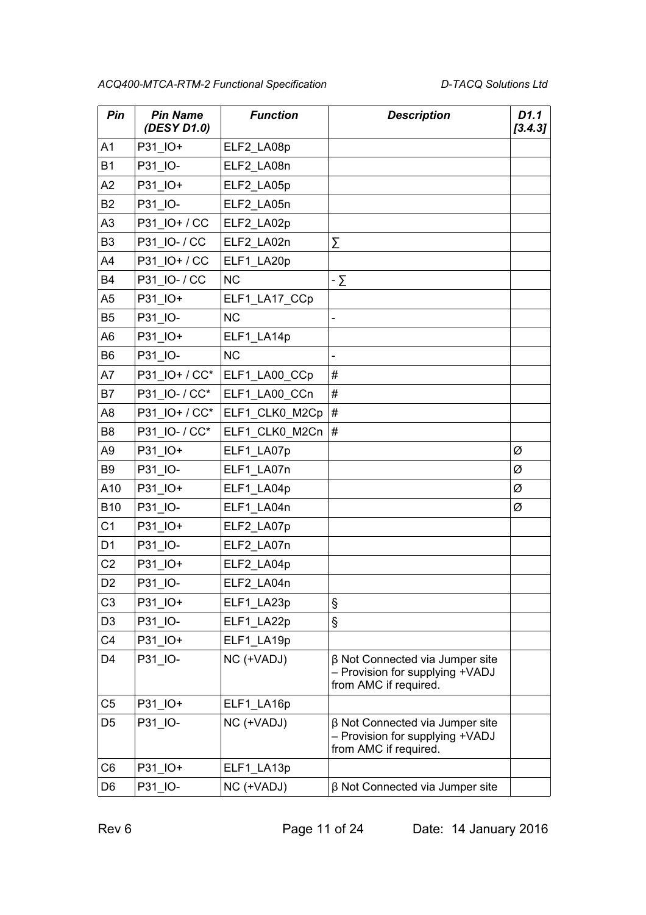| Pin | Pin Name (DESY D1.0) | Function | Description | D1.1 [3.4.3] |
|---|---|---|---|---|
| A1 | P31_IO+ | ELF2_LA08p | | |
| B1 | P31_IO- | ELF2_LA08n | | |
| A2 | P31_IO+ | ELF2_LA05p | | |
| B2 | P31_IO- | ELF2_LA05n | | |
| A3 | P31_IO+ / CC | ELF2_LA02p | | |
| B3 | P31_IO- / CC | ELF2_LA02n | ∑ | |
| A4 | P31_IO+ / CC | ELF1_LA20p | | |
| B4 | P31_IO- / CC | NC | - ∑ | |
| A5 | P31_IO+ | ELF1_LA17_CCp | | |
| B5 | P31_IO- | NC | - | |
| A6 | P31_IO+ | ELF1_LA14p | | |
| B6 | P31_IO- | NC | - | |
| A7 | P31_IO+ / CC* | ELF1_LA00_CCp | # | |
| B7 | P31_IO- / CC* | ELF1_LA00_CCn | # | |
| A8 | P31_IO+ / CC* | ELF1_CLK0_M2Cp | # | |
| B8 | P31_IO- / CC* | ELF1_CLK0_M2Cn | # | |
| A9 | P31_IO+ | ELF1_LA07p | | Ø |
| B9 | P31_IO- | ELF1_LA07n | | Ø |
| A10 | P31_IO+ | ELF1_LA04p | | Ø |
| B10 | P31_IO- | ELF1_LA04n | | Ø |
| C1 | P31_IO+ | ELF2_LA07p | | |
| D1 | P31_IO- | ELF2_LA07n | | |
| C2 | P31_IO+ | ELF2_LA04p | | |
| D2 | P31_IO- | ELF2_LA04n | | |
| C3 | P31_IO+ | ELF1_LA23p | § | |
| D3 | P31_IO- | ELF1_LA22p | § | |
| C4 | P31_IO+ | ELF1_LA19p | | |
| D4 | P31_IO- | NC (+VADJ) | β Not Connected via Jumper site – Provision for supplying +VADJ from AMC if required. | |
| C5 | P31_IO+ | ELF1_LA16p | | |
| D5 | P31_IO- | NC (+VADJ) | β Not Connected via Jumper site – Provision for supplying +VADJ from AMC if required. | |
| C6 | P31_IO+ | ELF1_LA13p | | |
| D6 | P31_IO- | NC (+VADJ) | β Not Connected via Jumper site | |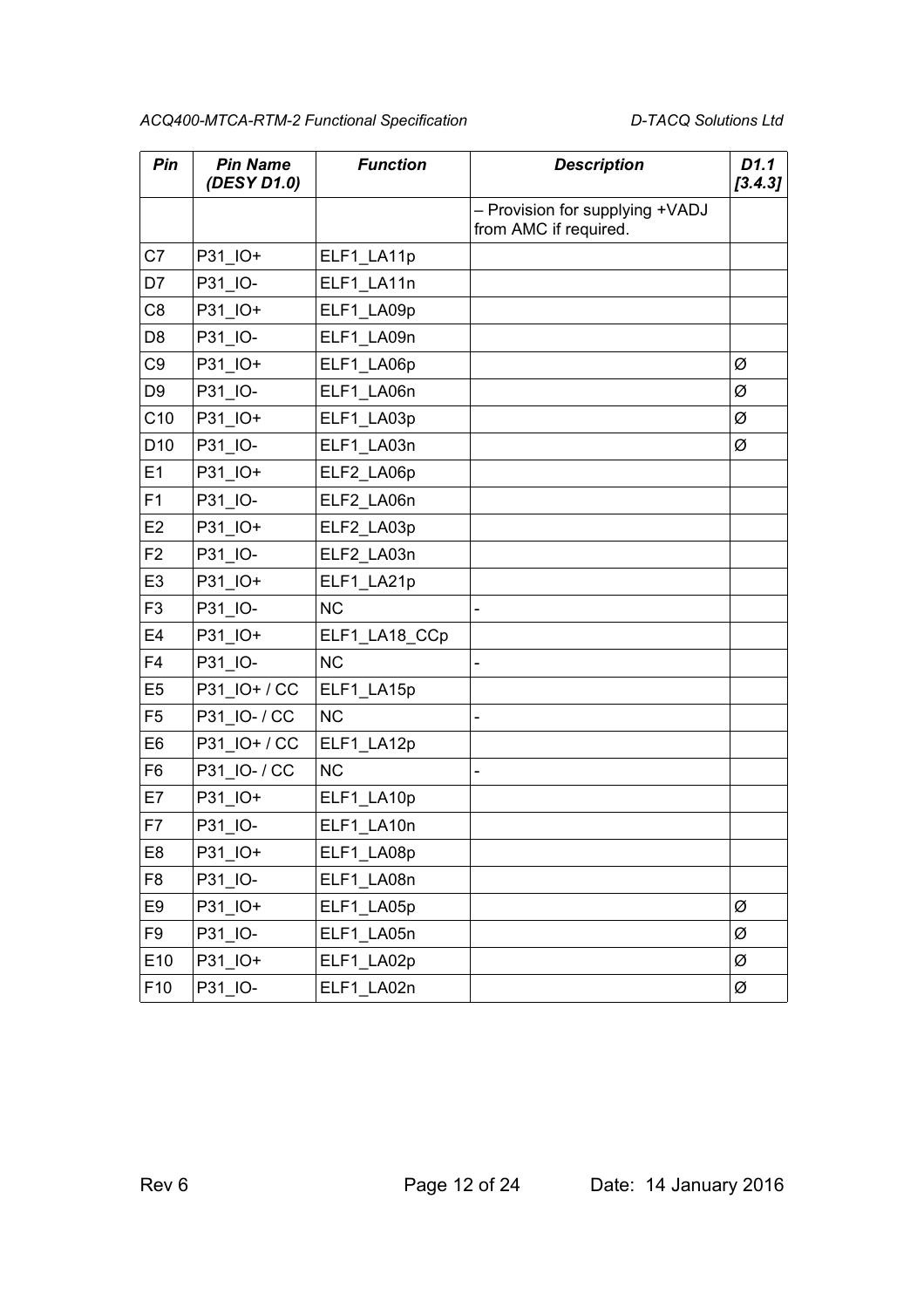| *Pin* | *Pin Name (DESY D1.0)* | *Function* | *Description* | *D1.1 [3.4.3]* |
|---|---|---|---|---|
| | | | – Provision for supplying +VADJ from AMC if required. | |
| C7 | P31_IO+ | ELF1_LA11p | | |
| D7 | P31_IO- | ELF1_LA11n | | |
| C8 | P31_IO+ | ELF1_LA09p | | |
| D8 | P31_IO- | ELF1_LA09n | | |
| C9 | P31_IO+ | ELF1_LA06p | | Ø |
| D9 | P31_IO- | ELF1_LA06n | | Ø |
| C10 | P31_IO+ | ELF1_LA03p | | Ø |
| D10 | P31_IO- | ELF1_LA03n | | Ø |
| E1 | P31_IO+ | ELF2_LA06p | | |
| F1 | P31_IO- | ELF2_LA06n | | |
| E2 | P31_IO+ | ELF2_LA03p | | |
| F2 | P31_IO- | ELF2_LA03n | | |
| E3 | P31_IO+ | ELF1_LA21p | | |
| F3 | P31_IO- | NC | - | |
| E4 | P31_IO+ | ELF1_LA18_CCp | | |
| F4 | P31_IO- | NC | - | |
| E5 | P31_IO+ / CC | ELF1_LA15p | | |
| F5 | P31_IO- / CC | NC | - | |
| E6 | P31_IO+ / CC | ELF1_LA12p | | |
| F6 | P31_IO- / CC | NC | - | |
| E7 | P31_IO+ | ELF1_LA10p | | |
| F7 | P31_IO- | ELF1_LA10n | | |
| E8 | P31_IO+ | ELF1_LA08p | | |
| F8 | P31_IO- | ELF1_LA08n | | |
| E9 | P31_IO+ | ELF1_LA05p | | Ø |
| F9 | P31_IO- | ELF1_LA05n | | Ø |
| E10 | P31_IO+ | ELF1_LA02p | | Ø |
| F10 | P31_IO- | ELF1_LA02n | | Ø |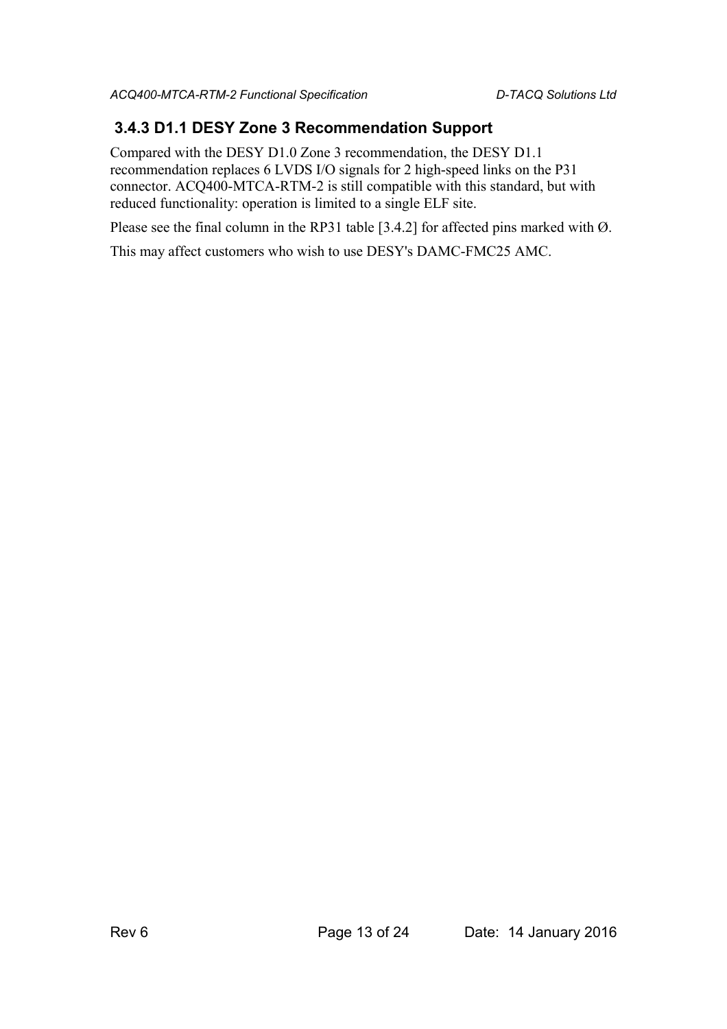### 3.4.3 D1.1 DESY Zone 3 Recommendation Support

Compared with the DESY D1.0 Zone 3 recommendation, the DESY D1.1 recommendation replaces 6 LVDS I/O signals for 2 high-speed links on the P31 connector. ACQ400-MTCA-RTM-2 is still compatible with this standard, but with reduced functionality: operation is limited to a single ELF site.

Please see the final column in the RP31 table [3.4.2] for affected pins marked with Ø.

This may affect customers who wish to use DESY's DAMC-FMC25 AMC.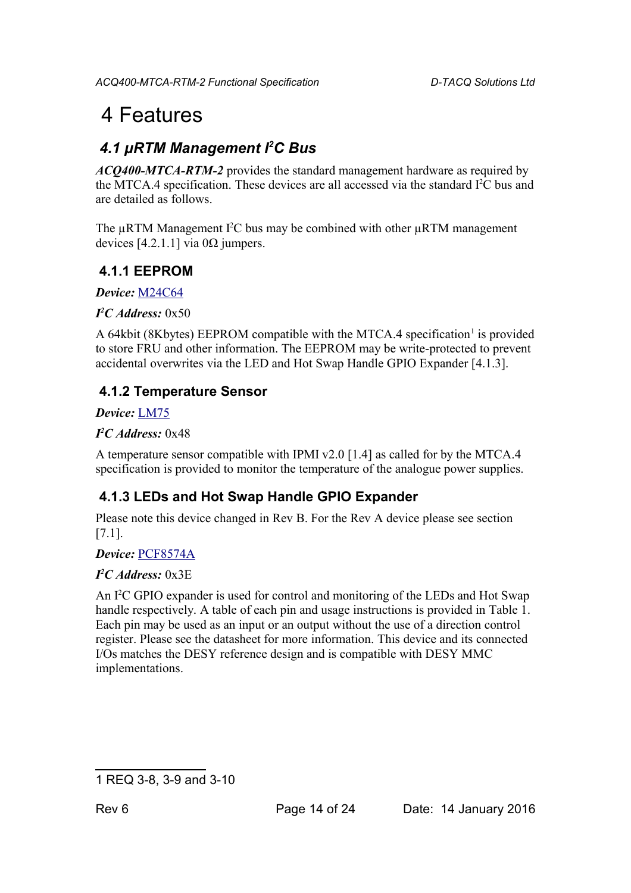# 4 Features

## 4.1 μRTM Management I²C Bus

***ACQ400-MTCA-RTM-2*** provides the standard management hardware as required by the MTCA.4 specification. These devices are all accessed via the standard I²C bus and are detailed as follows.

The μRTM Management I²C bus may be combined with other μRTM management devices [4.2.1.1] via 0Ω jumpers.

### 4.1.1 EEPROM

***Device:*** M24C64

***I²C Address:*** 0x50

A 64kbit (8Kbytes) EEPROM compatible with the MTCA.4 specification[1] is provided to store FRU and other information. The EEPROM may be write-protected to prevent accidental overwrites via the LED and Hot Swap Handle GPIO Expander [4.1.3].

### 4.1.2 Temperature Sensor

***Device:*** LM75

***I²C Address:*** 0x48

A temperature sensor compatible with IPMI v2.0 [1.4] as called for by the MTCA.4 specification is provided to monitor the temperature of the analogue power supplies.

### 4.1.3 LEDs and Hot Swap Handle GPIO Expander

Please note this device changed in Rev B. For the Rev A device please see section [7.1].

***Device:*** PCF8574A

***I²C Address:*** 0x3E

An I²C GPIO expander is used for control and monitoring of the LEDs and Hot Swap handle respectively. A table of each pin and usage instructions is provided in Table 1. Each pin may be used as an input or an output without the use of a direction control register. Please see the datasheet for more information. This device and its connected I/Os matches the DESY reference design and is compatible with DESY MMC implementations.

---

1 REQ 3-8, 3-9 and 3-10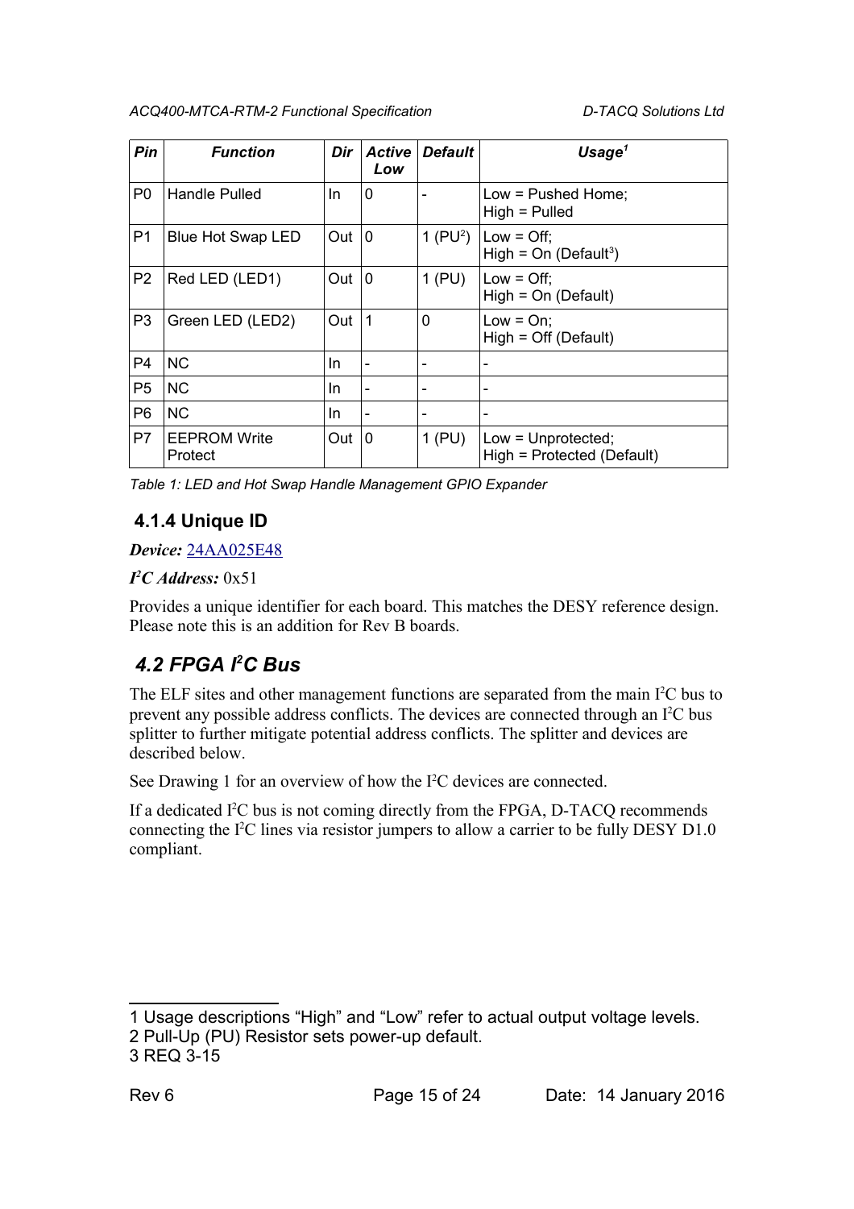| Pin | Function | Dir | Active Low | Default | Usage[1] |
|---|---|---|---|---|---|
| P0 | Handle Pulled | In | 0 | - | Low = Pushed Home; High = Pulled |
| P1 | Blue Hot Swap LED | Out | 0 | 1 (PU[2]) | Low = Off; High = On (Default[3]) |
| P2 | Red LED (LED1) | Out | 0 | 1 (PU) | Low = Off; High = On (Default) |
| P3 | Green LED (LED2) | Out | 1 | 0 | Low = On; High = Off (Default) |
| P4 | NC | In | - | - | - |
| P5 | NC | In | - | - | - |
| P6 | NC | In | - | - | - |
| P7 | EEPROM Write Protect | Out | 0 | 1 (PU) | Low = Unprotected; High = Protected (Default) |

*Table 1: LED and Hot Swap Handle Management GPIO Expander*

### 4.1.4 Unique ID

***Device:*** 24AA025E48

***I²C Address:*** 0x51

Provides a unique identifier for each board. This matches the DESY reference design. Please note this is an addition for Rev B boards.

## *4.2 FPGA I²C Bus*

The ELF sites and other management functions are separated from the main I²C bus to prevent any possible address conflicts. The devices are connected through an I²C bus splitter to further mitigate potential address conflicts. The splitter and devices are described below.

See Drawing 1 for an overview of how the I²C devices are connected.

If a dedicated I²C bus is not coming directly from the FPGA, D-TACQ recommends connecting the I²C lines via resistor jumpers to allow a carrier to be fully DESY D1.0 compliant.

---

1 Usage descriptions "High" and "Low" refer to actual output voltage levels.
2 Pull-Up (PU) Resistor sets power-up default.
3 REQ 3-15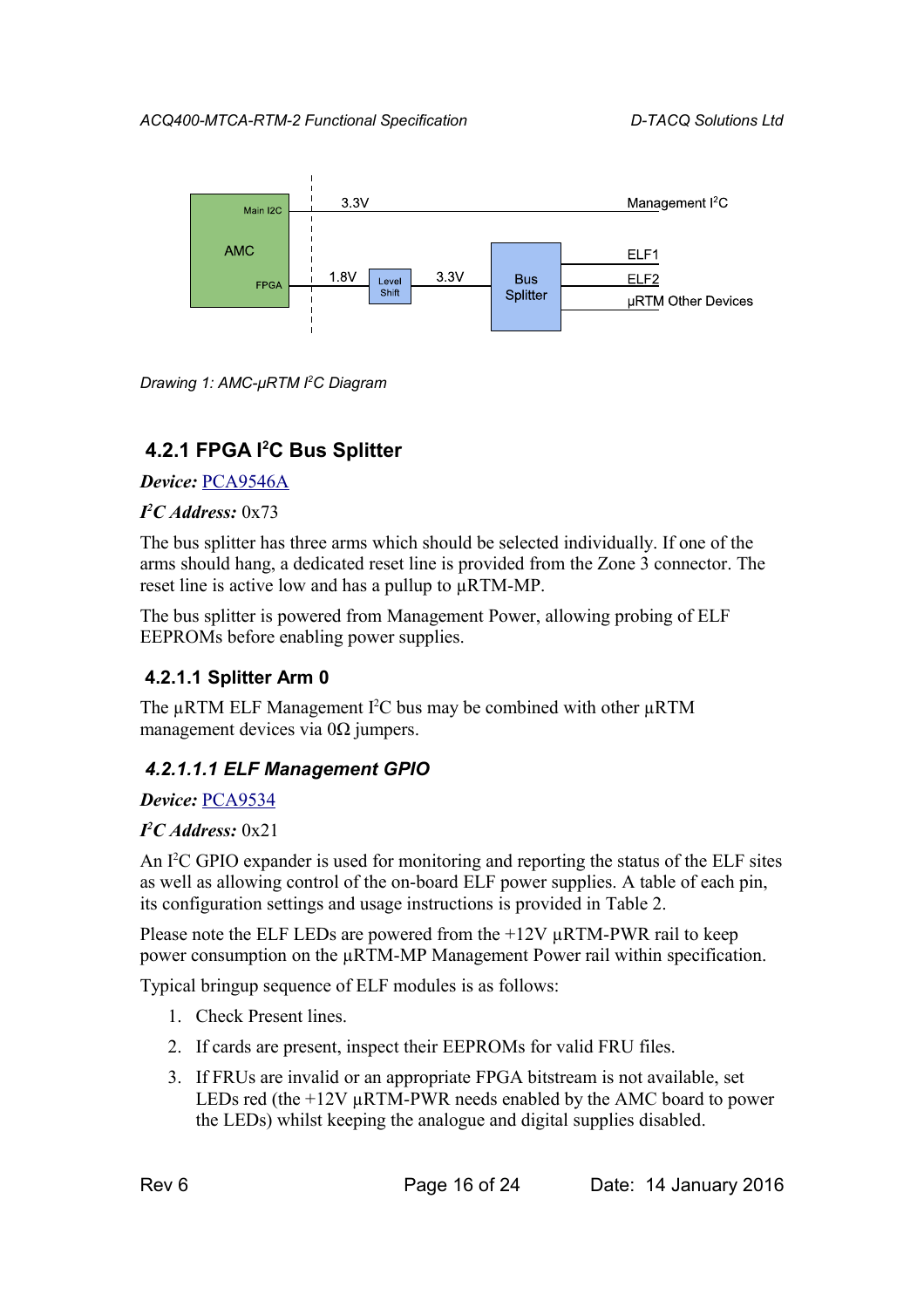Drawing 1: AMC-µRTM I²C Diagram

### 4.2.1 FPGA I²C Bus Splitter

***Device:*** PCA9546A

***I²C Address:*** 0x73

The bus splitter has three arms which should be selected individually. If one of the arms should hang, a dedicated reset line is provided from the Zone 3 connector. The reset line is active low and has a pullup to µRTM-MP.

The bus splitter is powered from Management Power, allowing probing of ELF EEPROMs before enabling power supplies.

#### 4.2.1.1 Splitter Arm 0

The µRTM ELF Management I²C bus may be combined with other µRTM management devices via 0Ω jumpers.

##### *4.2.1.1.1 ELF Management GPIO*

***Device:*** PCA9534

***I²C Address:*** 0x21

An I²C GPIO expander is used for monitoring and reporting the status of the ELF sites as well as allowing control of the on-board ELF power supplies. A table of each pin, its configuration settings and usage instructions is provided in Table 2.

Please note the ELF LEDs are powered from the +12V µRTM-PWR rail to keep power consumption on the µRTM-MP Management Power rail within specification.

Typical bringup sequence of ELF modules is as follows:

1. Check Present lines.
2. If cards are present, inspect their EEPROMs for valid FRU files.
3. If FRUs are invalid or an appropriate FPGA bitstream is not available, set LEDs red (the +12V µRTM-PWR needs enabled by the AMC board to power the LEDs) whilst keeping the analogue and digital supplies disabled.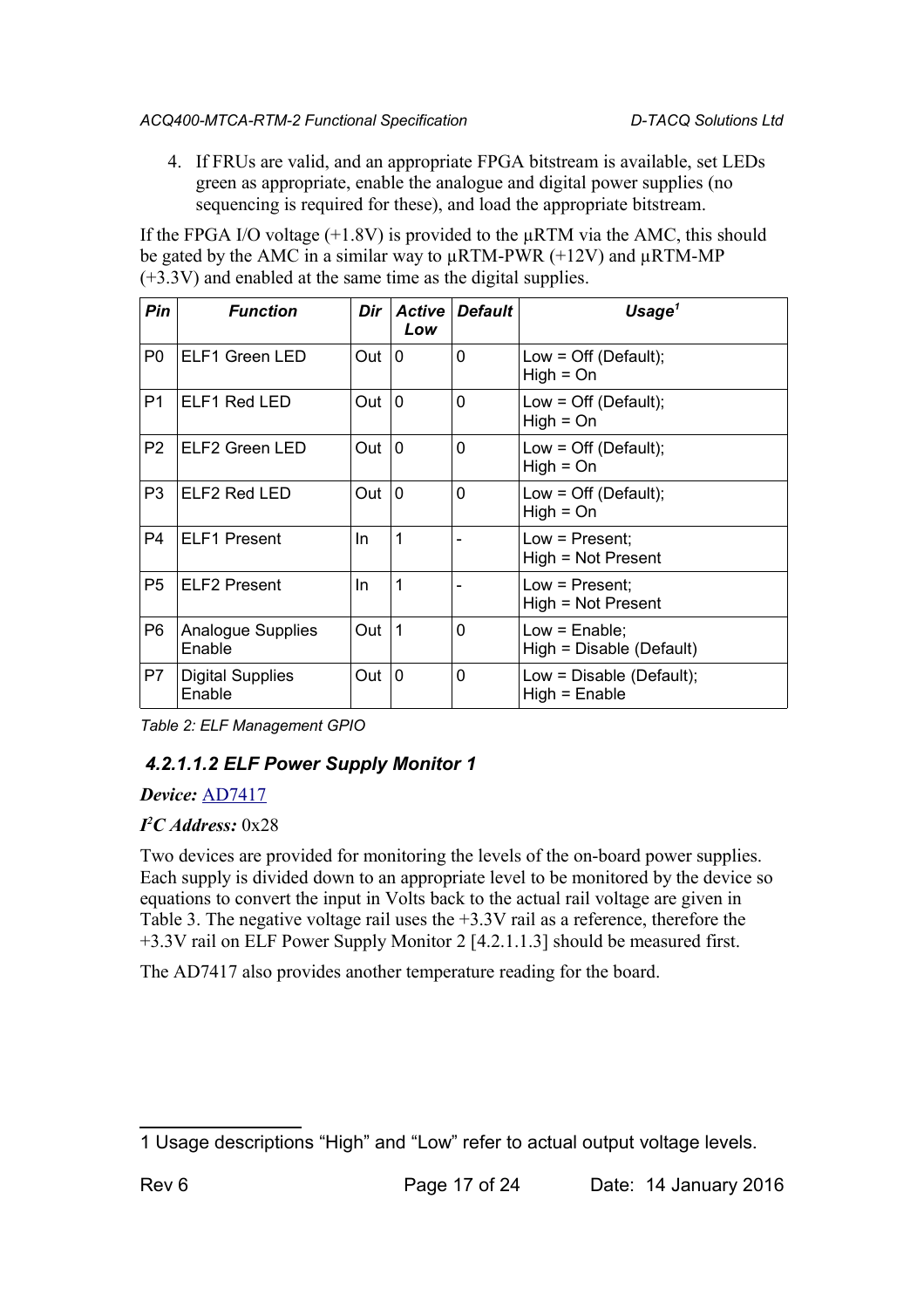4. If FRUs are valid, and an appropriate FPGA bitstream is available, set LEDs green as appropriate, enable the analogue and digital power supplies (no sequencing is required for these), and load the appropriate bitstream.

If the FPGA I/O voltage (+1.8V) is provided to the µRTM via the AMC, this should be gated by the AMC in a similar way to µRTM-PWR (+12V) and µRTM-MP (+3.3V) and enabled at the same time as the digital supplies.

| ***Pin*** | ***Function*** | ***Dir*** | ***Active Low*** | ***Default*** | ***Usage[1]*** |
|---|---|---|---|---|---|
| P0 | ELF1 Green LED | Out | 0 | 0 | Low = Off (Default); High = On |
| P1 | ELF1 Red LED | Out | 0 | 0 | Low = Off (Default); High = On |
| P2 | ELF2 Green LED | Out | 0 | 0 | Low = Off (Default); High = On |
| P3 | ELF2 Red LED | Out | 0 | 0 | Low = Off (Default); High = On |
| P4 | ELF1 Present | In | 1 | - | Low = Present; High = Not Present |
| P5 | ELF2 Present | In | 1 | - | Low = Present; High = Not Present |
| P6 | Analogue Supplies Enable | Out | 1 | 0 | Low = Enable; High = Disable (Default) |
| P7 | Digital Supplies Enable | Out | 0 | 0 | Low = Disable (Default); High = Enable |

*Table 2: ELF Management GPIO*

#### *4.2.1.1.2 ELF Power Supply Monitor 1*

***Device:*** AD7417

***I²C Address:*** 0x28

Two devices are provided for monitoring the levels of the on-board power supplies. Each supply is divided down to an appropriate level to be monitored by the device so equations to convert the input in Volts back to the actual rail voltage are given in Table 3. The negative voltage rail uses the +3.3V rail as a reference, therefore the +3.3V rail on ELF Power Supply Monitor 2 [4.2.1.1.3] should be measured first.

The AD7417 also provides another temperature reading for the board.

1 Usage descriptions "High" and "Low" refer to actual output voltage levels.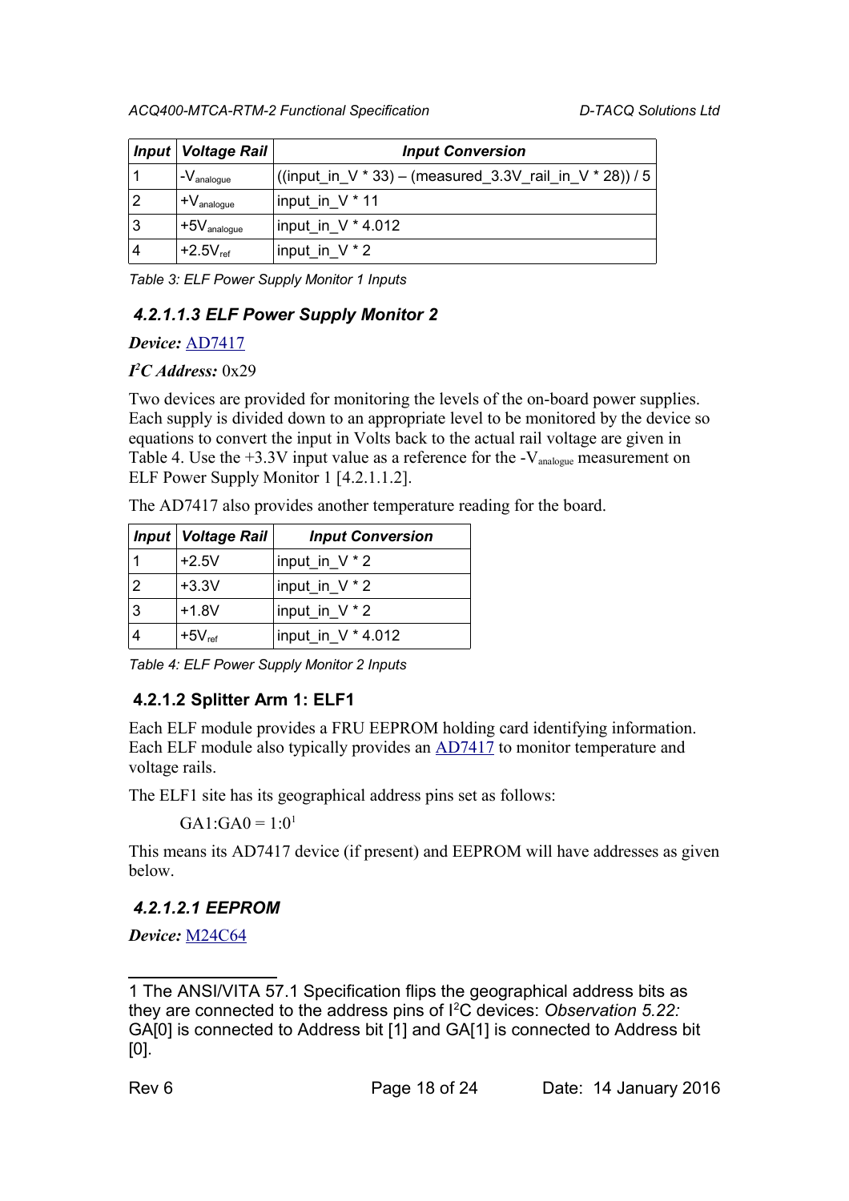| Input | Voltage Rail | Input Conversion |
|---|---|---|
| 1 | $-V_{analogue}$ | ((input_in_V * 33) – (measured_3.3V_rail_in_V * 28)) / 5 |
| 2 | $+V_{analogue}$ | input_in_V * 11 |
| 3 | $+5V_{analogue}$ | input_in_V * 4.012 |
| 4 | $+2.5V_{ref}$ | input_in_V * 2 |

*Table 3: ELF Power Supply Monitor 1 Inputs*

#### 4.2.1.1.3 ELF Power Supply Monitor 2

***Device:*** AD7417

***I²C Address:*** 0x29

Two devices are provided for monitoring the levels of the on-board power supplies. Each supply is divided down to an appropriate level to be monitored by the device so equations to convert the input in Volts back to the actual rail voltage are given in Table 4. Use the +3.3V input value as a reference for the $-V_{analogue}$ measurement on ELF Power Supply Monitor 1 [4.2.1.1.2].

The AD7417 also provides another temperature reading for the board.

| Input | Voltage Rail | Input Conversion |
|---|---|---|
| 1 | +2.5V | input_in_V * 2 |
| 2 | +3.3V | input_in_V * 2 |
| 3 | +1.8V | input_in_V * 2 |
| 4 | $+5V_{ref}$ | input_in_V * 4.012 |

*Table 4: ELF Power Supply Monitor 2 Inputs*

### 4.2.1.2 Splitter Arm 1: ELF1

Each ELF module provides a FRU EEPROM holding card identifying information. Each ELF module also typically provides an AD7417 to monitor temperature and voltage rails.

The ELF1 site has its geographical address pins set as follows:

GA1:GA0 = 1:0[1]

This means its AD7417 device (if present) and EEPROM will have addresses as given below.

#### 4.2.1.2.1 EEPROM

***Device:*** M24C64

---

1 The ANSI/VITA 57.1 Specification flips the geographical address bits as they are connected to the address pins of I²C devices: *Observation 5.22:* GA[0] is connected to Address bit [1] and GA[1] is connected to Address bit [0].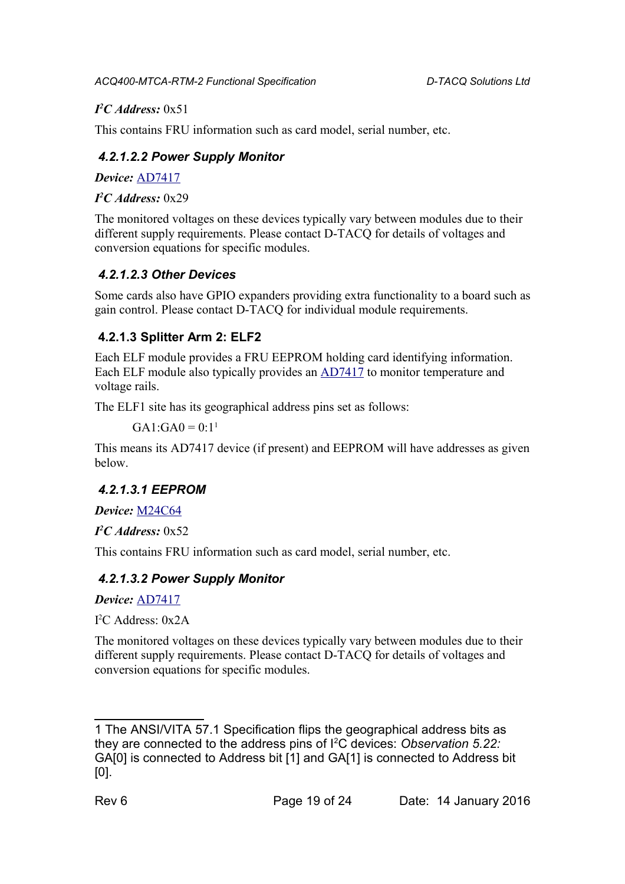***I²C Address:*** 0x51

This contains FRU information such as card model, serial number, etc.

#### *4.2.1.2.2 Power Supply Monitor*

***Device:*** AD7417

***I²C Address:*** 0x29

The monitored voltages on these devices typically vary between modules due to their different supply requirements. Please contact D-TACQ for details of voltages and conversion equations for specific modules.

#### *4.2.1.2.3 Other Devices*

Some cards also have GPIO expanders providing extra functionality to a board such as gain control. Please contact D-TACQ for individual module requirements.

### 4.2.1.3 Splitter Arm 2: ELF2

Each ELF module provides a FRU EEPROM holding card identifying information. Each ELF module also typically provides an AD7417 to monitor temperature and voltage rails.

The ELF1 site has its geographical address pins set as follows:

GA1:GA0 = 0:1[1]

This means its AD7417 device (if present) and EEPROM will have addresses as given below.

#### *4.2.1.3.1 EEPROM*

***Device:*** M24C64

***I²C Address:*** 0x52

This contains FRU information such as card model, serial number, etc.

#### *4.2.1.3.2 Power Supply Monitor*

***Device:*** AD7417

I²C Address: 0x2A

The monitored voltages on these devices typically vary between modules due to their different supply requirements. Please contact D-TACQ for details of voltages and conversion equations for specific modules.

---

[1] The ANSI/VITA 57.1 Specification flips the geographical address bits as they are connected to the address pins of I²C devices: *Observation 5.22:* GA[0] is connected to Address bit [1] and GA[1] is connected to Address bit [0].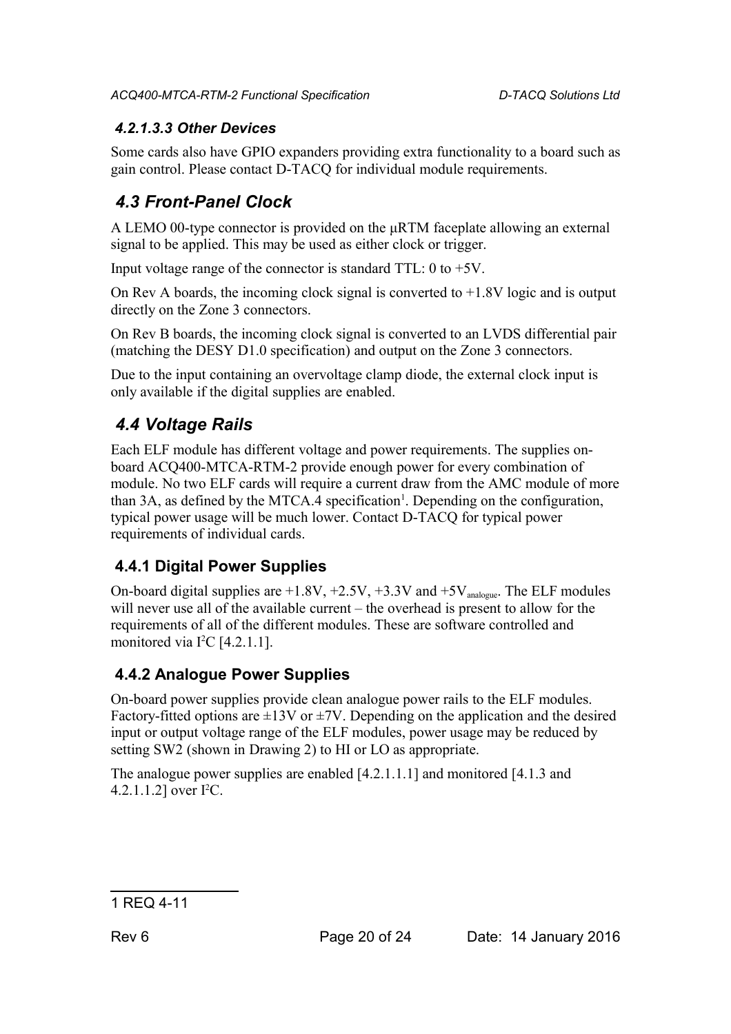#### 4.2.1.3.3 Other Devices

Some cards also have GPIO expanders providing extra functionality to a board such as gain control. Please contact D-TACQ for individual module requirements.

## 4.3 Front-Panel Clock

A LEMO 00-type connector is provided on the µRTM faceplate allowing an external signal to be applied. This may be used as either clock or trigger.

Input voltage range of the connector is standard TTL: 0 to +5V.

On Rev A boards, the incoming clock signal is converted to +1.8V logic and is output directly on the Zone 3 connectors.

On Rev B boards, the incoming clock signal is converted to an LVDS differential pair (matching the DESY D1.0 specification) and output on the Zone 3 connectors.

Due to the input containing an overvoltage clamp diode, the external clock input is only available if the digital supplies are enabled.

## 4.4 Voltage Rails

Each ELF module has different voltage and power requirements. The supplies on-board ACQ400-MTCA-RTM-2 provide enough power for every combination of module. No two ELF cards will require a current draw from the AMC module of more than 3A, as defined by the MTCA.4 specification[1]. Depending on the configuration, typical power usage will be much lower. Contact D-TACQ for typical power requirements of individual cards.

### 4.4.1 Digital Power Supplies

On-board digital supplies are +1.8V, +2.5V, +3.3V and $+5V_{analogue}$. The ELF modules will never use all of the available current – the overhead is present to allow for the requirements of all of the different modules. These are software controlled and monitored via $I^2C$ [4.2.1.1].

### 4.4.2 Analogue Power Supplies

On-board power supplies provide clean analogue power rails to the ELF modules. Factory-fitted options are ±13V or ±7V. Depending on the application and the desired input or output voltage range of the ELF modules, power usage may be reduced by setting SW2 (shown in Drawing 2) to HI or LO as appropriate.

The analogue power supplies are enabled [4.2.1.1.1] and monitored [4.1.3 and 4.2.1.1.2] over $I^2C$.

---

1 REQ 4-11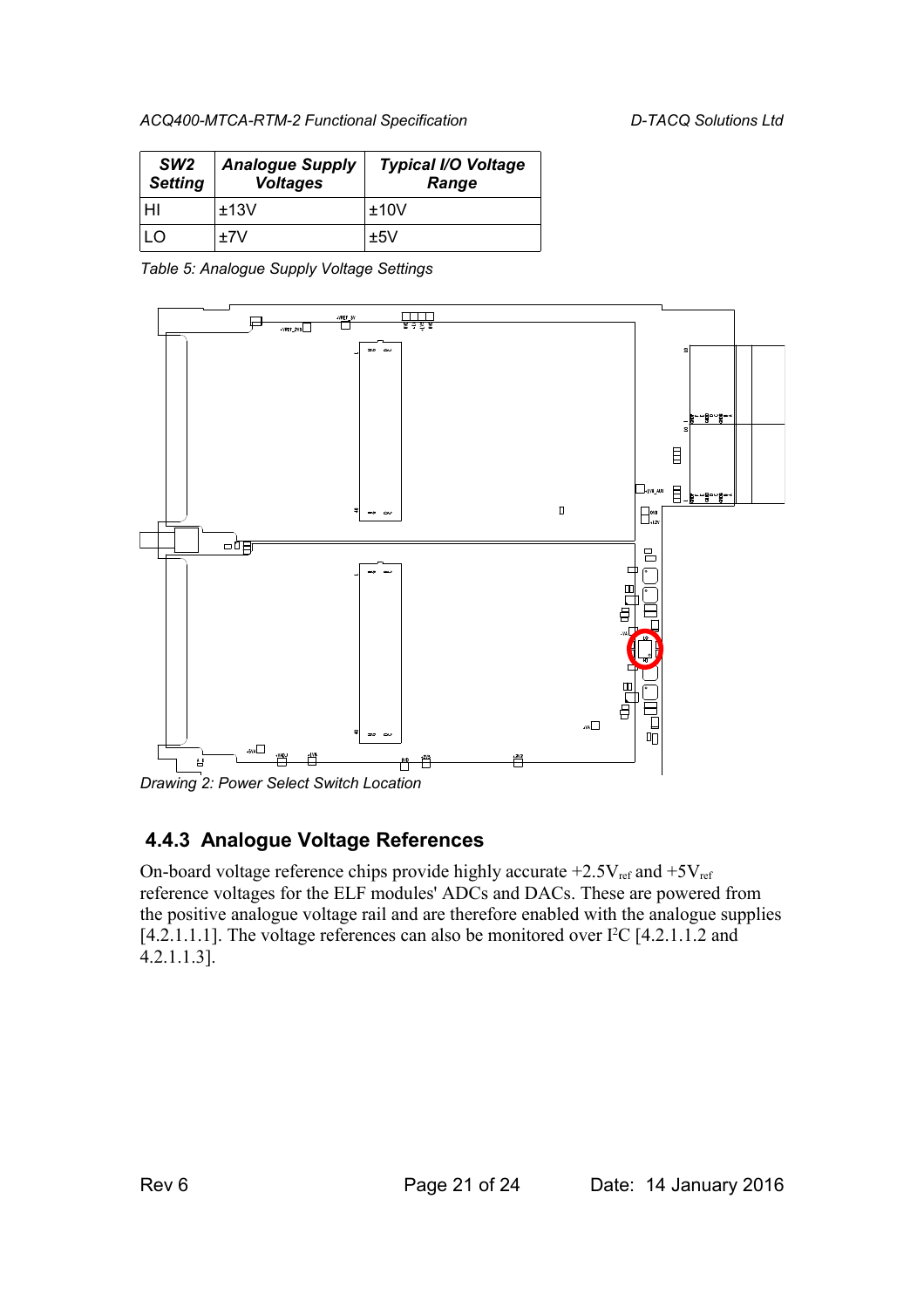| SW2 Setting | Analogue Supply Voltages | Typical I/O Voltage Range |
|---|---|---|
| HI | ±13V | ±10V |
| LO | ±7V | ±5V |

*Table 5: Analogue Supply Voltage Settings*

*Drawing 2: Power Select Switch Location*

### 4.4.3 Analogue Voltage References

On-board voltage reference chips provide highly accurate $+2.5V_{ref}$ and $+5V_{ref}$ reference voltages for the ELF modules' ADCs and DACs. These are powered from the positive analogue voltage rail and are therefore enabled with the analogue supplies [4.2.1.1.1]. The voltage references can also be monitored over $I^2C$ [4.2.1.1.2 and 4.2.1.1.3].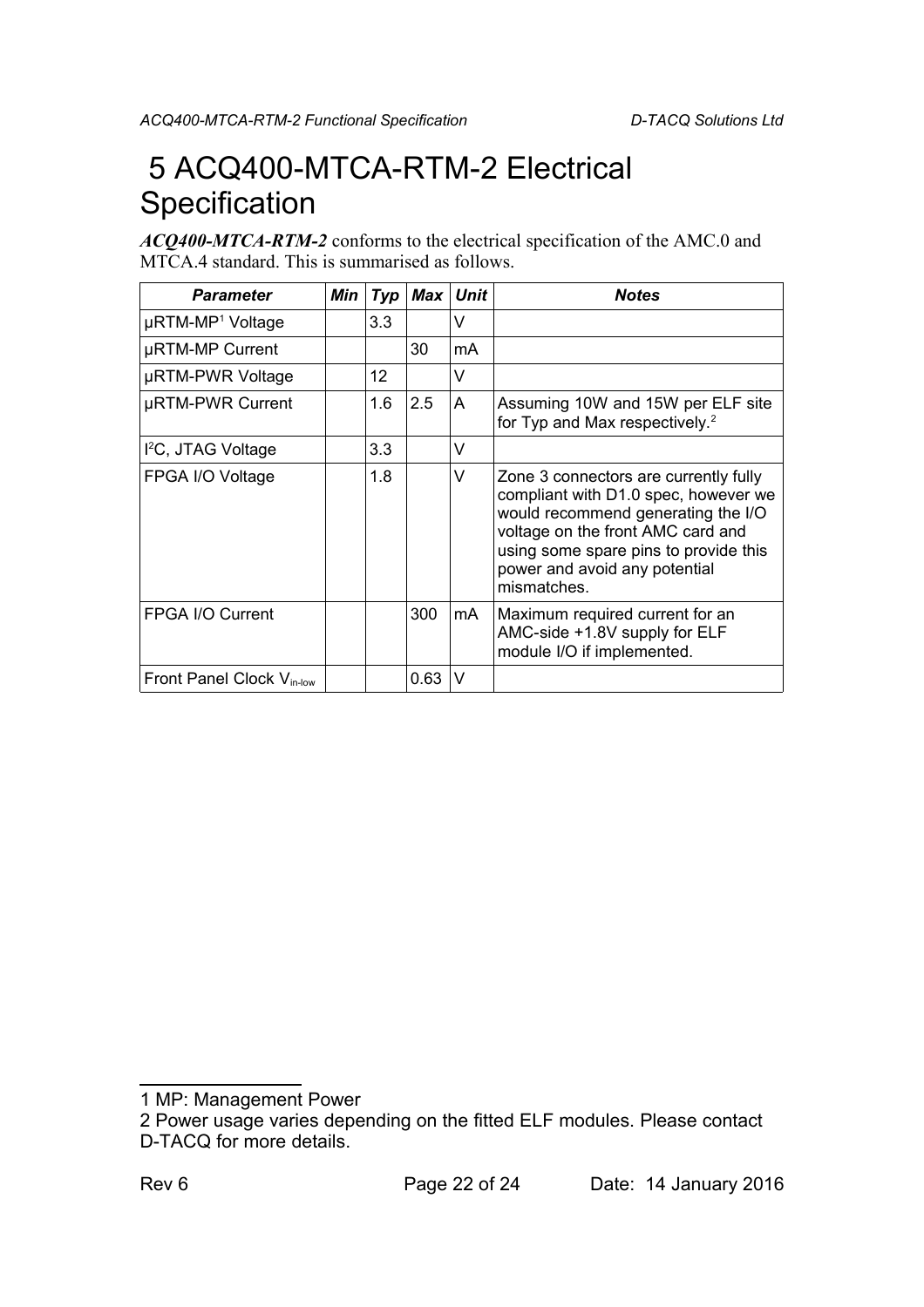# 5 ACQ400-MTCA-RTM-2 Electrical Specification

***ACQ400-MTCA-RTM-2*** conforms to the electrical specification of the AMC.0 and MTCA.4 standard. This is summarised as follows.

| Parameter | Min | Typ | Max | Unit | Notes |
|---|---|---|---|---|---|
| µRTM-MP[1] Voltage | | 3.3 | | V | |
| µRTM-MP Current | | | 30 | mA | |
| µRTM-PWR Voltage | | 12 | | V | |
| µRTM-PWR Current | | 1.6 | 2.5 | A | Assuming 10W and 15W per ELF site for Typ and Max respectively.[2] |
| $I^2C$, JTAG Voltage | | 3.3 | | V | |
| FPGA I/O Voltage | | 1.8 | | V | Zone 3 connectors are currently fully compliant with D1.0 spec, however we would recommend generating the I/O voltage on the front AMC card and using some spare pins to provide this power and avoid any potential mismatches. |
| FPGA I/O Current | | | 300 | mA | Maximum required current for an AMC-side +1.8V supply for ELF module I/O if implemented. |
| Front Panel Clock $V_{in\text{-}low}$ | | | 0.63 | V | |

1 MP: Management Power

2 Power usage varies depending on the fitted ELF modules. Please contact D-TACQ for more details.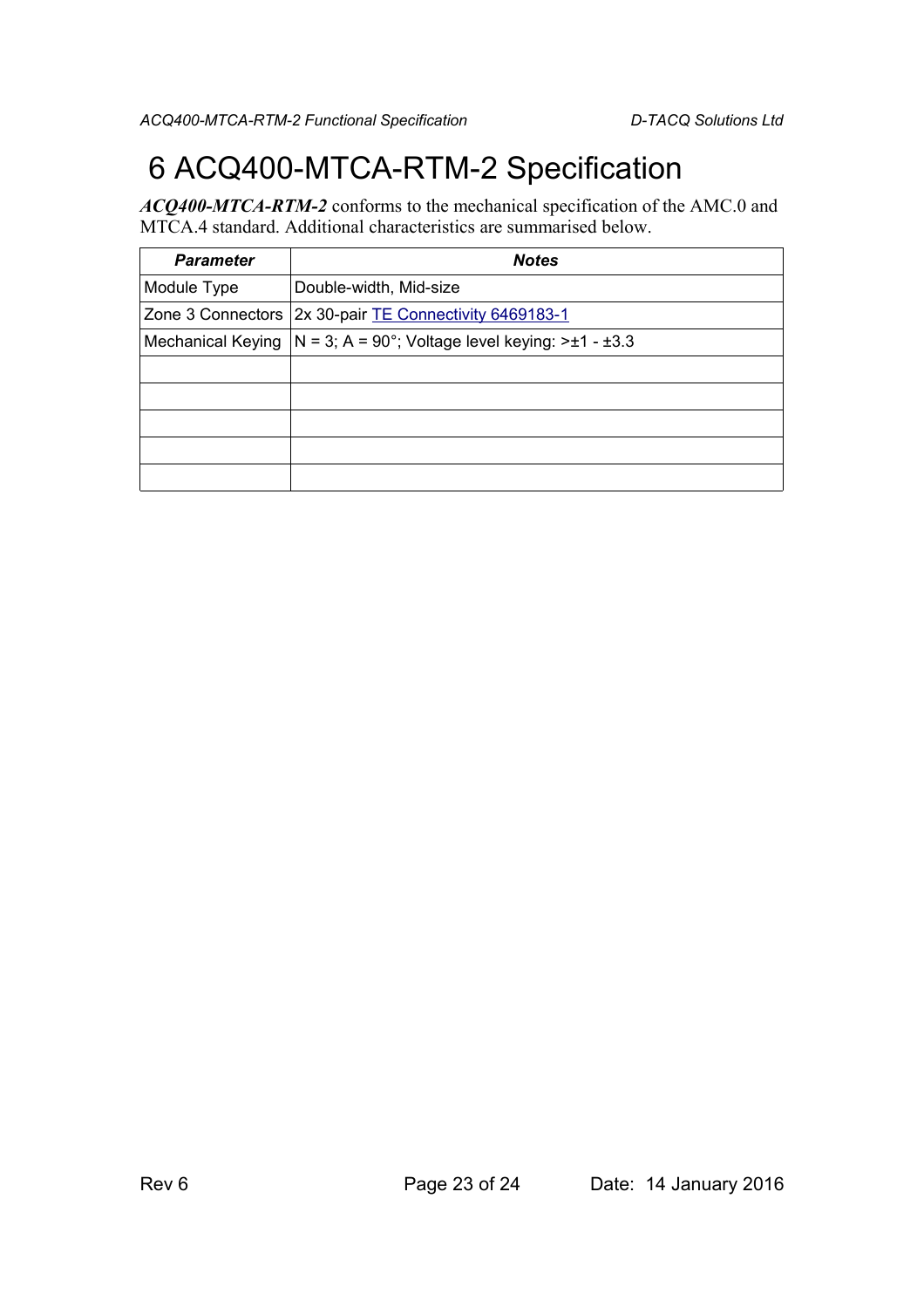# 6 ACQ400-MTCA-RTM-2 Specification

***ACQ400-MTCA-RTM-2*** conforms to the mechanical specification of the AMC.0 and MTCA.4 standard. Additional characteristics are summarised below.

| ***Parameter*** | ***Notes*** |
|---|---|
| Module Type | Double-width, Mid-size |
| Zone 3 Connectors | 2x 30-pair TE Connectivity 6469183-1 |
| Mechanical Keying | N = 3; A = 90°; Voltage level keying: >±1 - ±3.3 |
| | |
| | |
| | |
| | |
| | |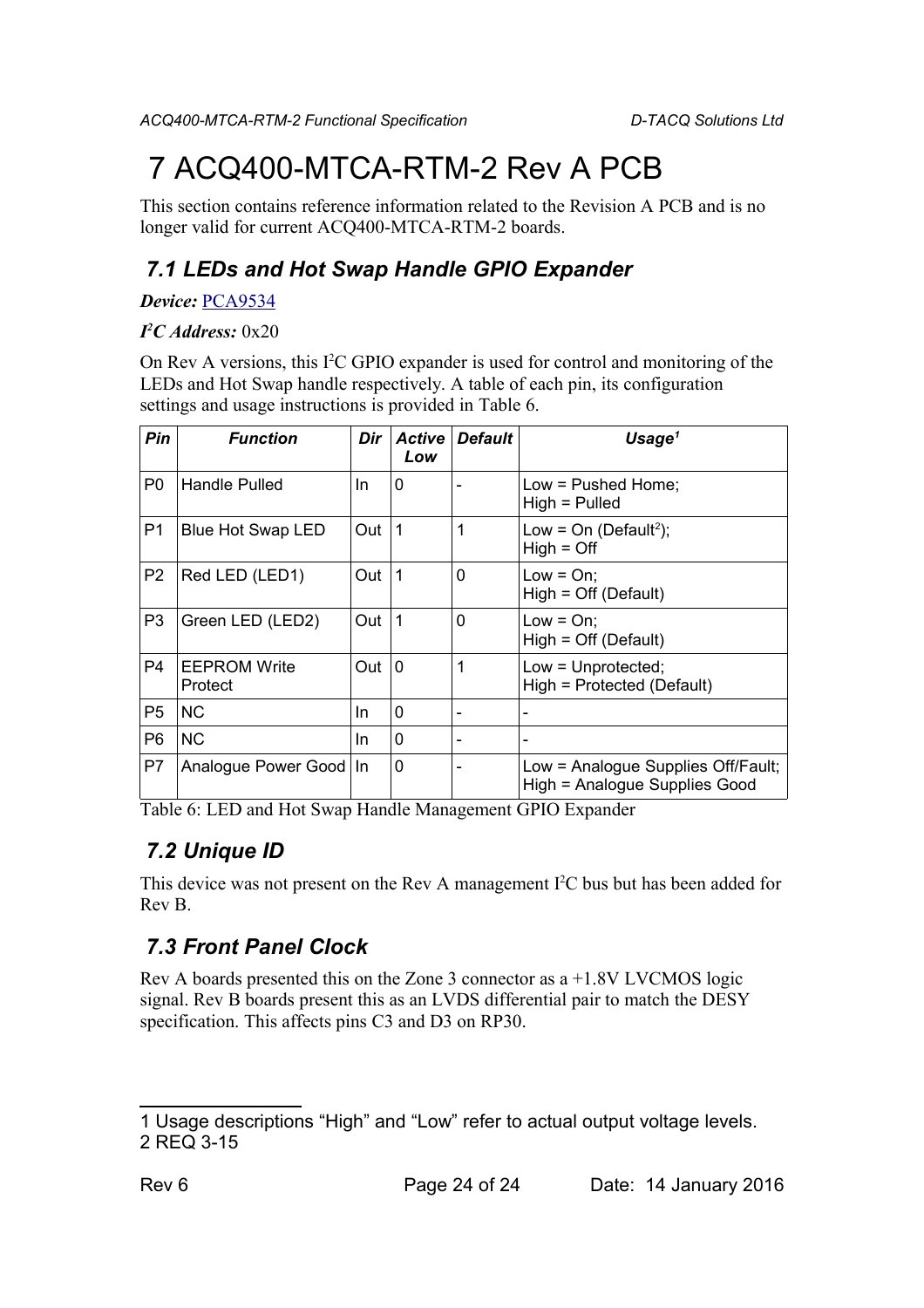# 7 ACQ400-MTCA-RTM-2 Rev A PCB

This section contains reference information related to the Revision A PCB and is no longer valid for current ACQ400-MTCA-RTM-2 boards.

## 7.1 LEDs and Hot Swap Handle GPIO Expander

***Device:*** PCA9534

***I²C Address:*** 0x20

On Rev A versions, this I²C GPIO expander is used for control and monitoring of the LEDs and Hot Swap handle respectively. A table of each pin, its configuration settings and usage instructions is provided in Table 6.

| ***Pin*** | ***Function*** | ***Dir*** | ***Active Low*** | ***Default*** | ***Usage***[1] |
|---|---|---|---|---|---|
| P0 | Handle Pulled | In | 0 | - | Low = Pushed Home; High = Pulled |
| P1 | Blue Hot Swap LED | Out | 1 | 1 | Low = On (Default[2]); High = Off |
| P2 | Red LED (LED1) | Out | 1 | 0 | Low = On; High = Off (Default) |
| P3 | Green LED (LED2) | Out | 1 | 0 | Low = On; High = Off (Default) |
| P4 | EEPROM Write Protect | Out | 0 | 1 | Low = Unprotected; High = Protected (Default) |
| P5 | NC | In | 0 | - | - |
| P6 | NC | In | 0 | - | - |
| P7 | Analogue Power Good | In | 0 | - | Low = Analogue Supplies Off/Fault; High = Analogue Supplies Good |

Table 6: LED and Hot Swap Handle Management GPIO Expander

## 7.2 Unique ID

This device was not present on the Rev A management I²C bus but has been added for Rev B.

## 7.3 Front Panel Clock

Rev A boards presented this on the Zone 3 connector as a +1.8V LVCMOS logic signal. Rev B boards present this as an LVDS differential pair to match the DESY specification. This affects pins C3 and D3 on RP30.

---

1 Usage descriptions "High" and "Low" refer to actual output voltage levels.
2 REQ 3-15